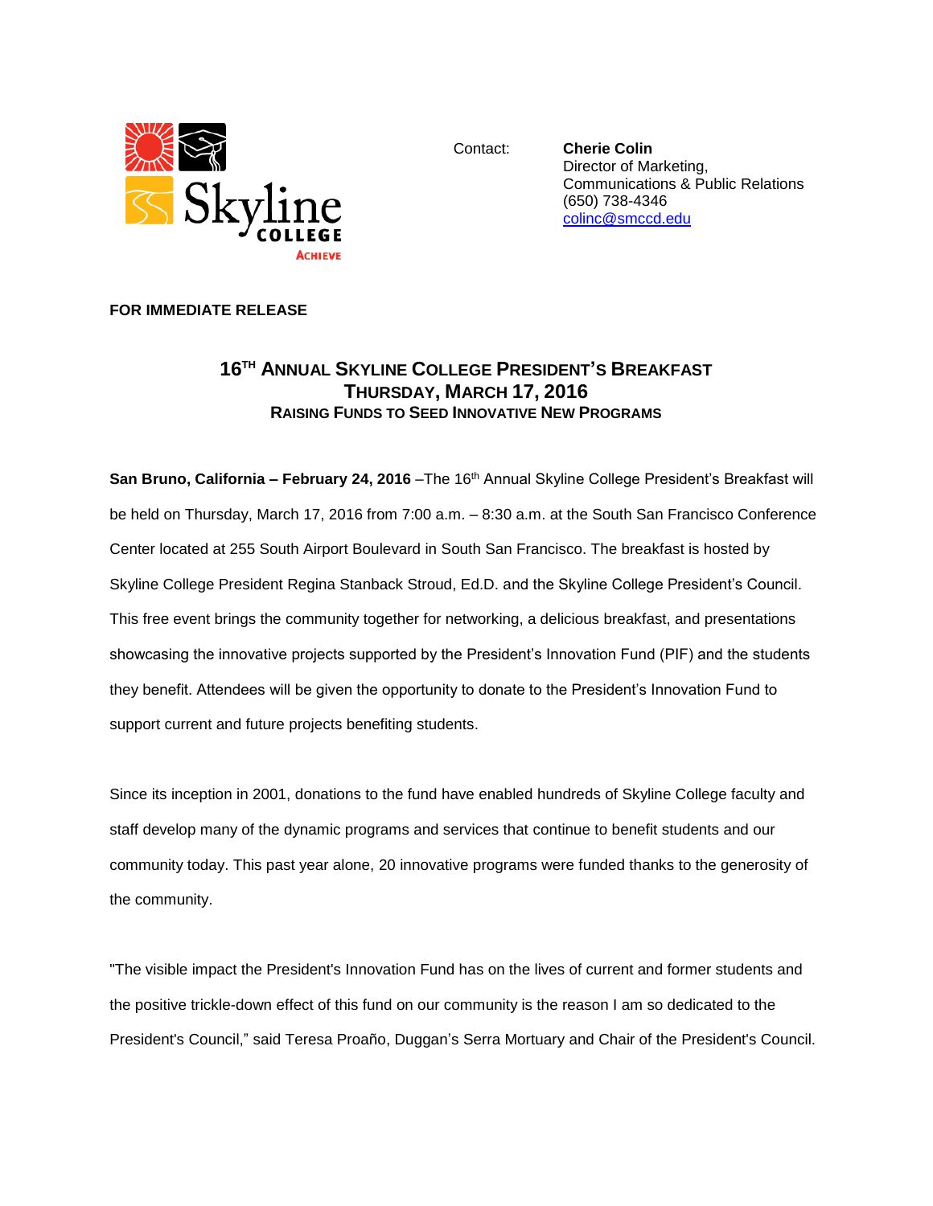Skyline COLLEGE ACHIEVE

Contact: **Cherie Colin**
Director of Marketing,
Communications & Public Relations
(650) 738-4346
colinc@smccd.edu

**FOR IMMEDIATE RELEASE**

# 16TH ANNUAL SKYLINE COLLEGE PRESIDENT'S BREAKFAST
## THURSDAY, MARCH 17, 2016
### RAISING FUNDS TO SEED INNOVATIVE NEW PROGRAMS

**San Bruno, California – February 24, 2016** –The 16th Annual Skyline College President's Breakfast will be held on Thursday, March 17, 2016 from 7:00 a.m. – 8:30 a.m. at the South San Francisco Conference Center located at 255 South Airport Boulevard in South San Francisco. The breakfast is hosted by Skyline College President Regina Stanback Stroud, Ed.D. and the Skyline College President's Council. This free event brings the community together for networking, a delicious breakfast, and presentations showcasing the innovative projects supported by the President's Innovation Fund (PIF) and the students they benefit. Attendees will be given the opportunity to donate to the President's Innovation Fund to support current and future projects benefiting students.

Since its inception in 2001, donations to the fund have enabled hundreds of Skyline College faculty and staff develop many of the dynamic programs and services that continue to benefit students and our community today. This past year alone, 20 innovative programs were funded thanks to the generosity of the community.

"The visible impact the President's Innovation Fund has on the lives of current and former students and the positive trickle-down effect of this fund on our community is the reason I am so dedicated to the President's Council," said Teresa Proaño, Duggan's Serra Mortuary and Chair of the President's Council.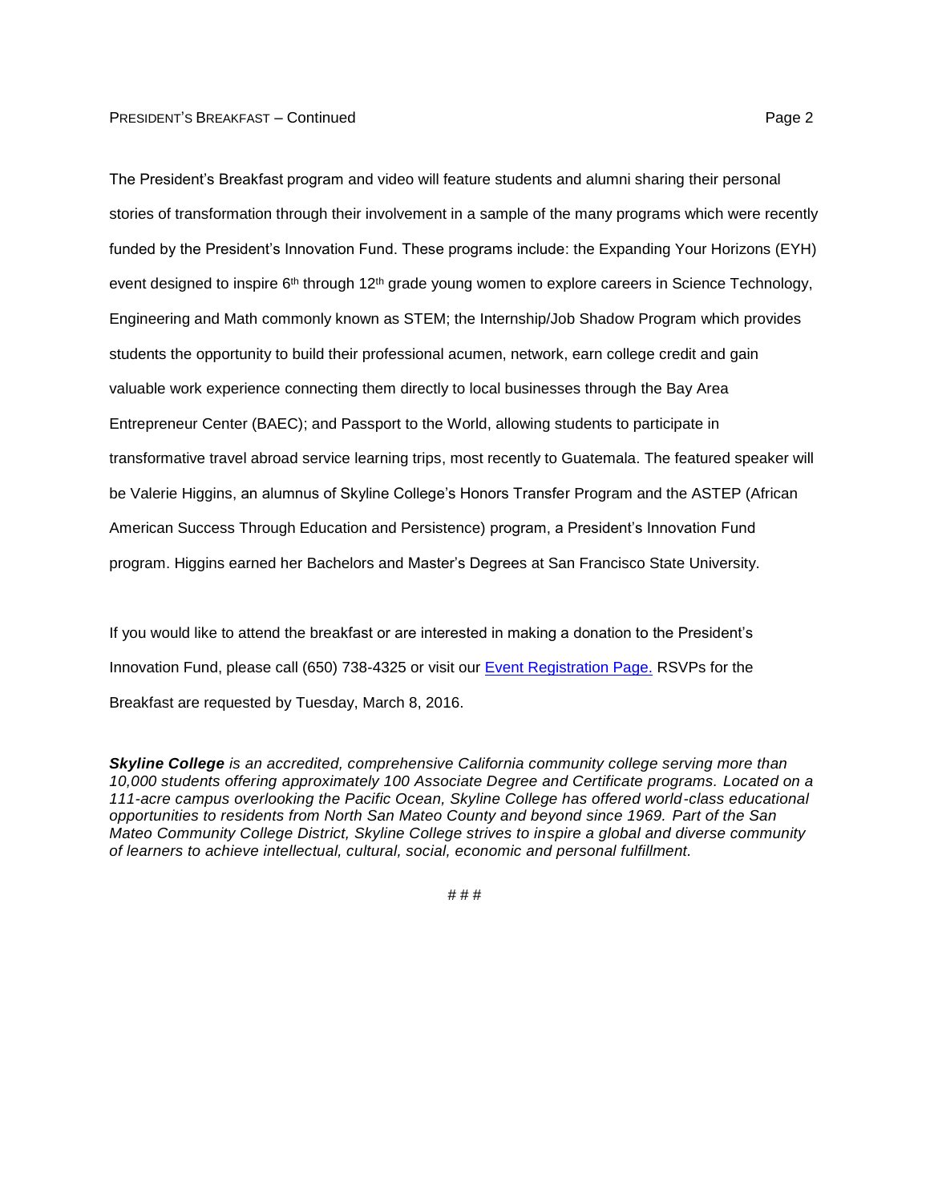The President's Breakfast program and video will feature students and alumni sharing their personal stories of transformation through their involvement in a sample of the many programs which were recently funded by the President's Innovation Fund. These programs include: the Expanding Your Horizons (EYH) event designed to inspire 6th through 12th grade young women to explore careers in Science Technology, Engineering and Math commonly known as STEM; the Internship/Job Shadow Program which provides students the opportunity to build their professional acumen, network, earn college credit and gain valuable work experience connecting them directly to local businesses through the Bay Area Entrepreneur Center (BAEC); and Passport to the World, allowing students to participate in transformative travel abroad service learning trips, most recently to Guatemala. The featured speaker will be Valerie Higgins, an alumnus of Skyline College's Honors Transfer Program and the ASTEP (African American Success Through Education and Persistence) program, a President's Innovation Fund program. Higgins earned her Bachelors and Master's Degrees at San Francisco State University.

If you would like to attend the breakfast or are interested in making a donation to the President's Innovation Fund, please call (650) 738-4325 or visit our Event Registration Page. RSVPs for the Breakfast are requested by Tuesday, March 8, 2016.

***Skyline College** is an accredited, comprehensive California community college serving more than 10,000 students offering approximately 100 Associate Degree and Certificate programs. Located on a 111-acre campus overlooking the Pacific Ocean, Skyline College has offered world-class educational opportunities to residents from North San Mateo County and beyond since 1969. Part of the San Mateo Community College District, Skyline College strives to inspire a global and diverse community of learners to achieve intellectual, cultural, social, economic and personal fulfillment.*

# # #